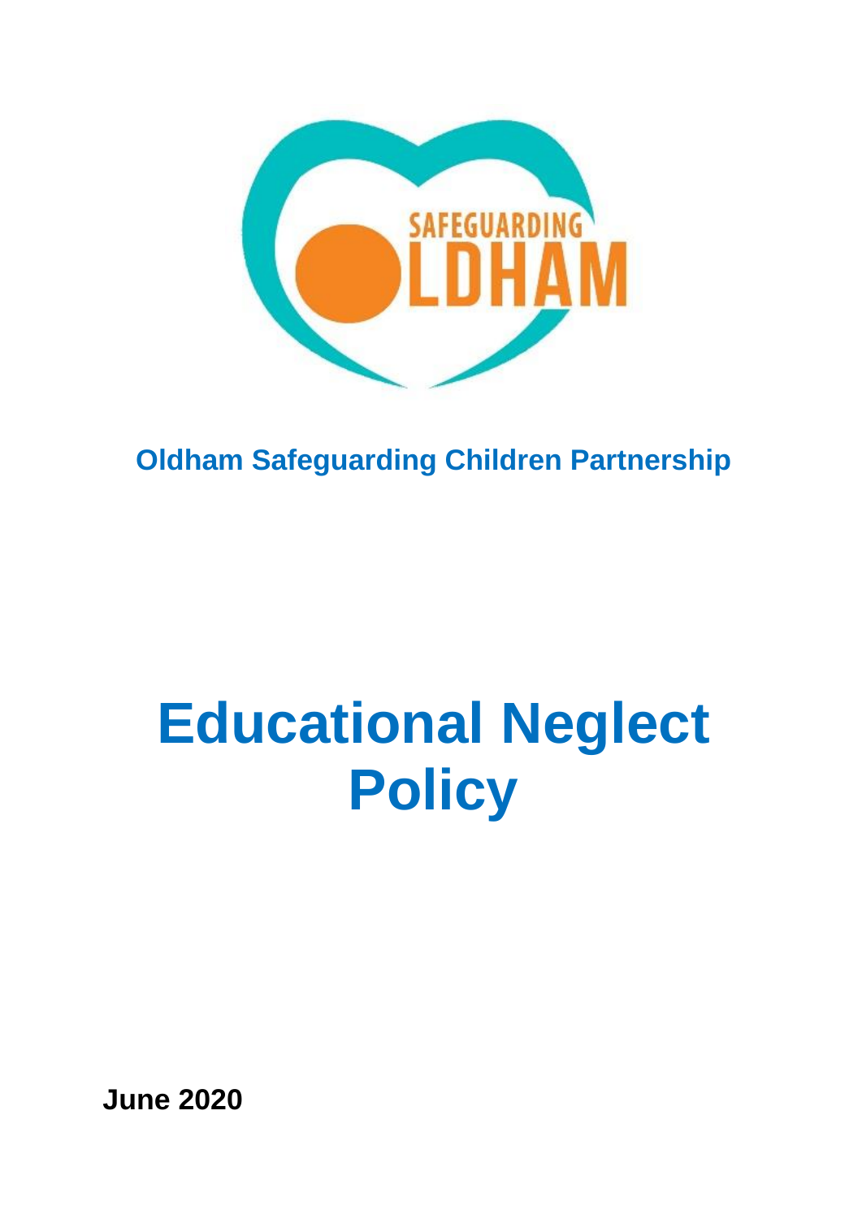Oldham Safeguarding Children Partnership

# Educational Neglect Policy

**June 2020**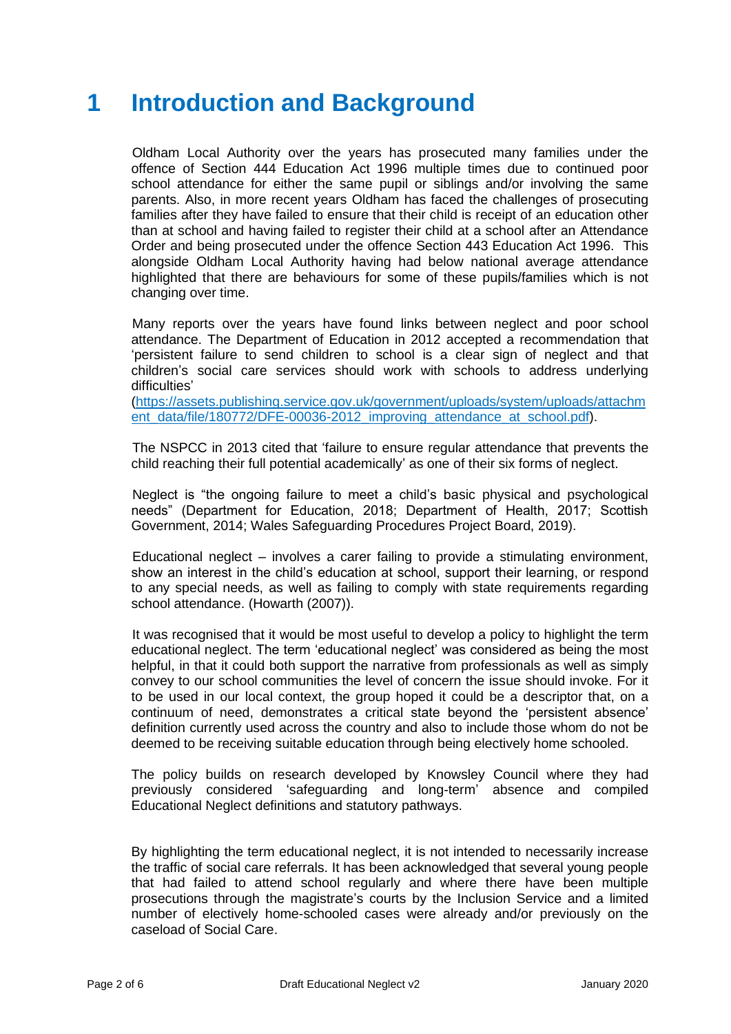# 1 Introduction and Background

Oldham Local Authority over the years has prosecuted many families under the offence of Section 444 Education Act 1996 multiple times due to continued poor school attendance for either the same pupil or siblings and/or involving the same parents. Also, in more recent years Oldham has faced the challenges of prosecuting families after they have failed to ensure that their child is receipt of an education other than at school and having failed to register their child at a school after an Attendance Order and being prosecuted under the offence Section 443 Education Act 1996. This alongside Oldham Local Authority having had below national average attendance highlighted that there are behaviours for some of these pupils/families which is not changing over time.

Many reports over the years have found links between neglect and poor school attendance. The Department of Education in 2012 accepted a recommendation that 'persistent failure to send children to school is a clear sign of neglect and that children's social care services should work with schools to address underlying difficulties' (https://assets.publishing.service.gov.uk/government/uploads/system/uploads/attachment_data/file/180772/DFE-00036-2012_improving_attendance_at_school.pdf).

The NSPCC in 2013 cited that 'failure to ensure regular attendance that prevents the child reaching their full potential academically' as one of their six forms of neglect.

Neglect is "the ongoing failure to meet a child's basic physical and psychological needs" (Department for Education, 2018; Department of Health, 2017; Scottish Government, 2014; Wales Safeguarding Procedures Project Board, 2019).

Educational neglect – involves a carer failing to provide a stimulating environment, show an interest in the child's education at school, support their learning, or respond to any special needs, as well as failing to comply with state requirements regarding school attendance. (Howarth (2007)).

It was recognised that it would be most useful to develop a policy to highlight the term educational neglect. The term 'educational neglect' was considered as being the most helpful, in that it could both support the narrative from professionals as well as simply convey to our school communities the level of concern the issue should invoke. For it to be used in our local context, the group hoped it could be a descriptor that, on a continuum of need, demonstrates a critical state beyond the 'persistent absence' definition currently used across the country and also to include those whom do not be deemed to be receiving suitable education through being electively home schooled.

The policy builds on research developed by Knowsley Council where they had previously considered 'safeguarding and long-term' absence and compiled Educational Neglect definitions and statutory pathways.

By highlighting the term educational neglect, it is not intended to necessarily increase the traffic of social care referrals. It has been acknowledged that several young people that had failed to attend school regularly and where there have been multiple prosecutions through the magistrate's courts by the Inclusion Service and a limited number of electively home-schooled cases were already and/or previously on the caseload of Social Care.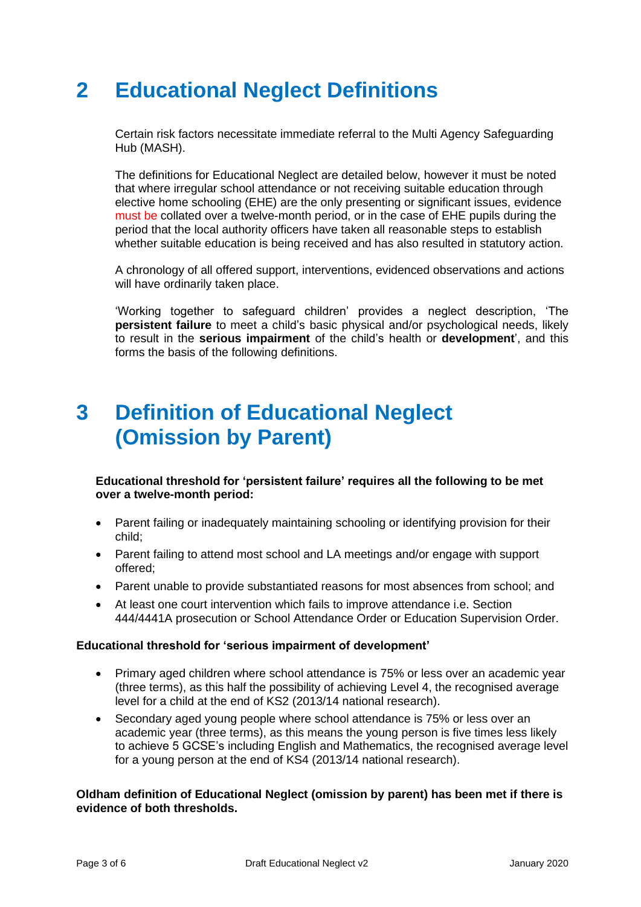# 2 Educational Neglect Definitions

Certain risk factors necessitate immediate referral to the Multi Agency Safeguarding Hub (MASH).

The definitions for Educational Neglect are detailed below, however it must be noted that where irregular school attendance or not receiving suitable education through elective home schooling (EHE) are the only presenting or significant issues, evidence must be collated over a twelve-month period, or in the case of EHE pupils during the period that the local authority officers have taken all reasonable steps to establish whether suitable education is being received and has also resulted in statutory action.

A chronology of all offered support, interventions, evidenced observations and actions will have ordinarily taken place.

'Working together to safeguard children' provides a neglect description, 'The **persistent failure** to meet a child's basic physical and/or psychological needs, likely to result in the **serious impairment** of the child's health or **development**', and this forms the basis of the following definitions.

# 3 Definition of Educational Neglect (Omission by Parent)

**Educational threshold for 'persistent failure' requires all the following to be met over a twelve-month period:**

- Parent failing or inadequately maintaining schooling or identifying provision for their child;
- Parent failing to attend most school and LA meetings and/or engage with support offered;
- Parent unable to provide substantiated reasons for most absences from school; and
- At least one court intervention which fails to improve attendance i.e. Section 444/4441A prosecution or School Attendance Order or Education Supervision Order.

**Educational threshold for 'serious impairment of development'**

- Primary aged children where school attendance is 75% or less over an academic year (three terms), as this half the possibility of achieving Level 4, the recognised average level for a child at the end of KS2 (2013/14 national research).
- Secondary aged young people where school attendance is 75% or less over an academic year (three terms), as this means the young person is five times less likely to achieve 5 GCSE's including English and Mathematics, the recognised average level for a young person at the end of KS4 (2013/14 national research).

**Oldham definition of Educational Neglect (omission by parent) has been met if there is evidence of both thresholds.**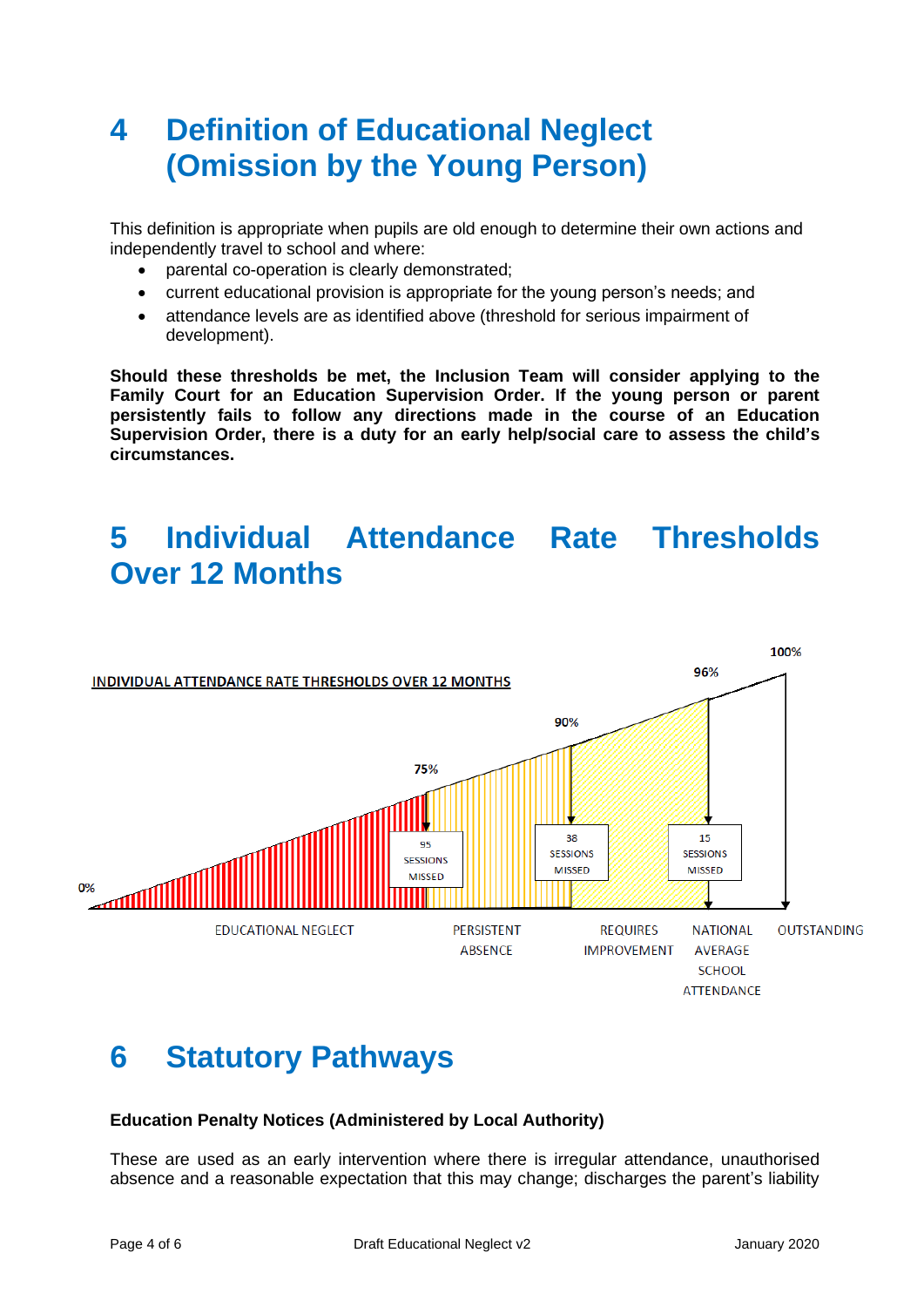# 4 Definition of Educational Neglect (Omission by the Young Person)

This definition is appropriate when pupils are old enough to determine their own actions and independently travel to school and where:

- parental co-operation is clearly demonstrated;
- current educational provision is appropriate for the young person's needs; and
- attendance levels are as identified above (threshold for serious impairment of development).

**Should these thresholds be met, the Inclusion Team will consider applying to the Family Court for an Education Supervision Order. If the young person or parent persistently fails to follow any directions made in the course of an Education Supervision Order, there is a duty for an early help/social care to assess the child's circumstances.**

# 5 Individual Attendance Rate Thresholds Over 12 Months

INDIVIDUAL ATTENDANCE RATE THRESHOLDS OVER 12 MONTHS

| Attendance rate | Sessions missed | Category |
|---|---|---|
| 0% – 75% | 95 sessions missed (at 75%) | Educational Neglect |
| 75% – 90% | 38 sessions missed (at 90%) | Persistent Absence |
| 90% – 96% | 15 sessions missed (at 96%) | Requires Improvement |
| 96% | | National Average School Attendance |
| 100% | | Outstanding |

# 6 Statutory Pathways

**Education Penalty Notices (Administered by Local Authority)**

These are used as an early intervention where there is irregular attendance, unauthorised absence and a reasonable expectation that this may change; discharges the parent's liability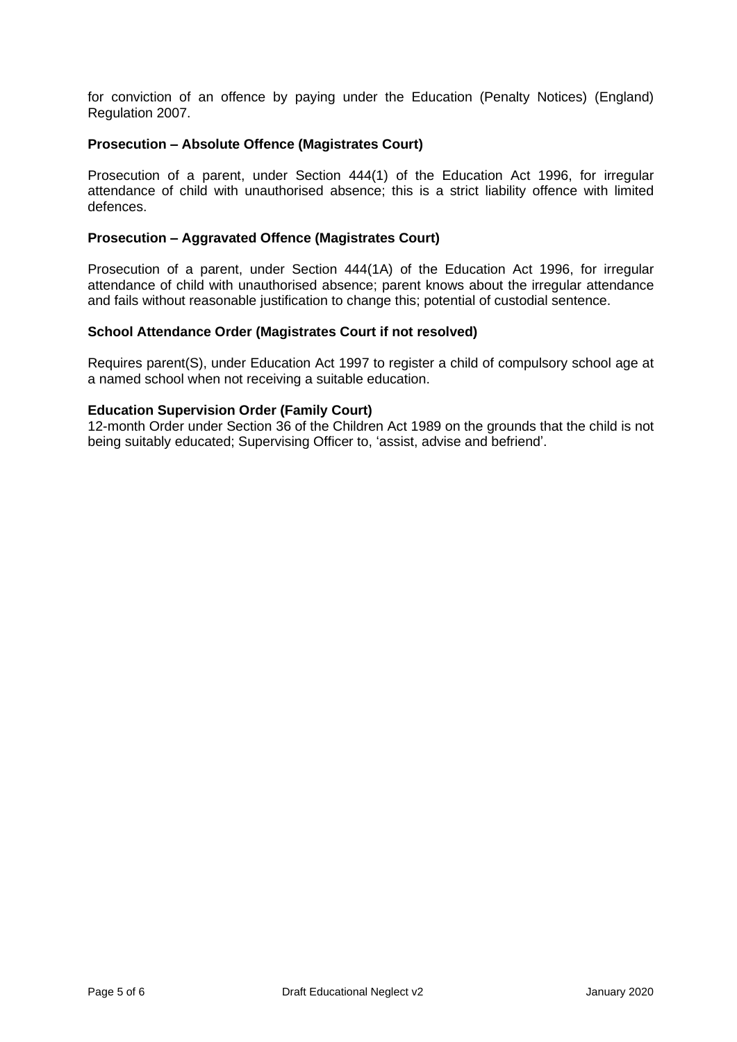for conviction of an offence by paying under the Education (Penalty Notices) (England) Regulation 2007.

**Prosecution – Absolute Offence (Magistrates Court)**

Prosecution of a parent, under Section 444(1) of the Education Act 1996, for irregular attendance of child with unauthorised absence; this is a strict liability offence with limited defences.

**Prosecution – Aggravated Offence (Magistrates Court)**

Prosecution of a parent, under Section 444(1A) of the Education Act 1996, for irregular attendance of child with unauthorised absence; parent knows about the irregular attendance and fails without reasonable justification to change this; potential of custodial sentence.

**School Attendance Order (Magistrates Court if not resolved)**

Requires parent(S), under Education Act 1997 to register a child of compulsory school age at a named school when not receiving a suitable education.

**Education Supervision Order (Family Court)**

12-month Order under Section 36 of the Children Act 1989 on the grounds that the child is not being suitably educated; Supervising Officer to, 'assist, advise and befriend'.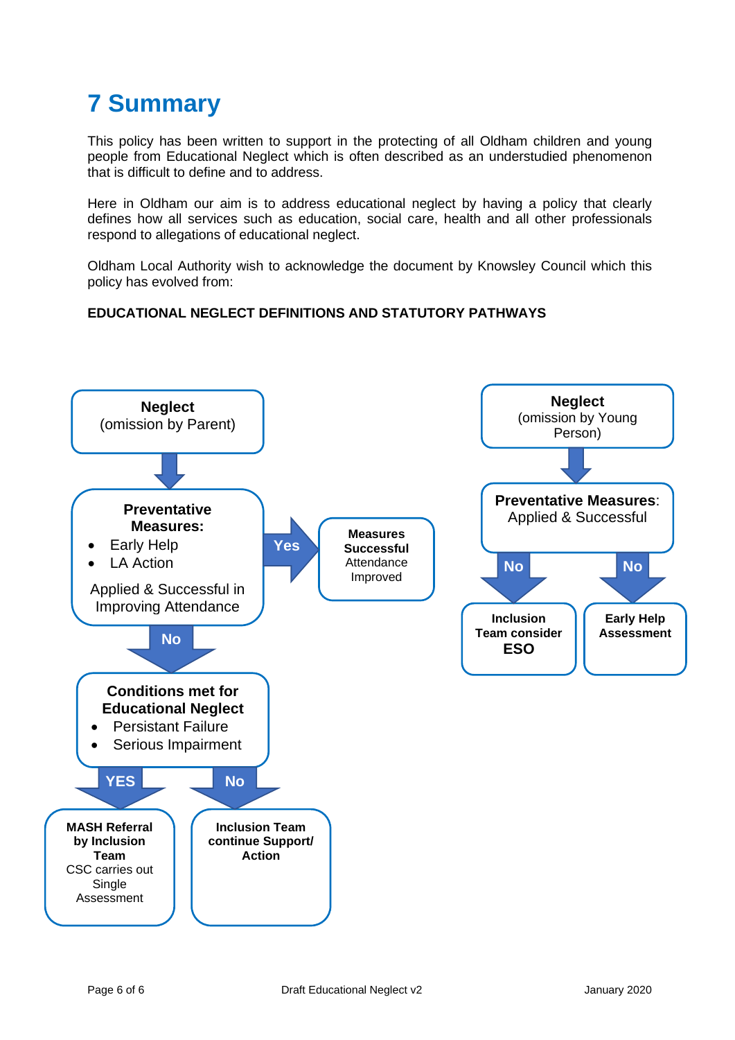# 7 Summary

This policy has been written to support in the protecting of all Oldham children and young people from Educational Neglect which is often described as an understudied phenomenon that is difficult to define and to address.

Here in Oldham our aim is to address educational neglect by having a policy that clearly defines how all services such as education, social care, health and all other professionals respond to allegations of educational neglect.

Oldham Local Authority wish to acknowledge the document by Knowsley Council which this policy has evolved from:

**EDUCATIONAL NEGLECT DEFINITIONS AND STATUTORY PATHWAYS**

**Neglect**
(omission by Parent)

**Preventative Measures:**
- Early Help
- LA Action

Applied & Successful in Improving Attendance

Yes

**Measures Successful**
Attendance Improved

No

**Conditions met for Educational Neglect**
- Persistant Failure
- Serious Impairment

YES

**MASH Referral by Inclusion Team**
CSC carries out Single Assessment

No

**Inclusion Team continue Support/ Action**

**Neglect**
(omission by Young Person)

**Preventative Measures**: Applied & Successful

No

**Inclusion Team consider ESO**

No

**Early Help Assessment**